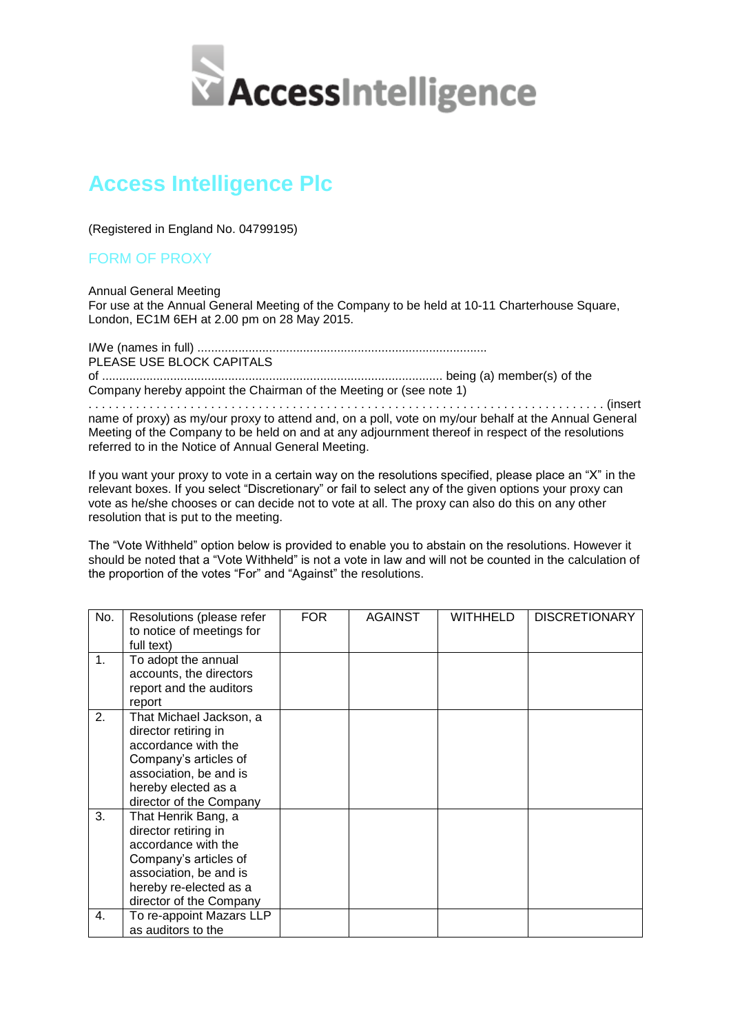# Access Intelligence Plc

(Registered in England No. 04799195)

## FORM OF PROXY

Annual General Meeting
For use at the Annual General Meeting of the Company to be held at 10-11 Charterhouse Square, London, EC1M 6EH at 2.00 pm on 28 May 2015.

I/We (names in full) ....................................................................................
PLEASE USE BLOCK CAPITALS
of .................................................................................................. being (a) member(s) of the Company hereby appoint the Chairman of the Meeting or (see note 1)
. . . . . . . . . . . . . . . . . . . . . . . . . . . . . . . . . . . . . . . . . . . . . . . . . . . . . . . . . . . . . . . . . . . . . . . . . . . . . (insert name of proxy) as my/our proxy to attend and, on a poll, vote on my/our behalf at the Annual General Meeting of the Company to be held on and at any adjournment thereof in respect of the resolutions referred to in the Notice of Annual General Meeting.

If you want your proxy to vote in a certain way on the resolutions specified, please place an "X" in the relevant boxes. If you select "Discretionary" or fail to select any of the given options your proxy can vote as he/she chooses or can decide not to vote at all. The proxy can also do this on any other resolution that is put to the meeting.

The "Vote Withheld" option below is provided to enable you to abstain on the resolutions. However it should be noted that a "Vote Withheld" is not a vote in law and will not be counted in the calculation of the proportion of the votes "For" and "Against" the resolutions.

| No. | Resolutions (please refer to notice of meetings for full text) | FOR | AGAINST | WITHHELD | DISCRETIONARY |
|---|---|---|---|---|---|
| 1. | To adopt the annual accounts, the directors report and the auditors report | | | | |
| 2. | That Michael Jackson, a director retiring in accordance with the Company's articles of association, be and is hereby elected as a director of the Company | | | | |
| 3. | That Henrik Bang, a director retiring in accordance with the Company's articles of association, be and is hereby re-elected as a director of the Company | | | | |
| 4. | To re-appoint Mazars LLP as auditors to the | | | | |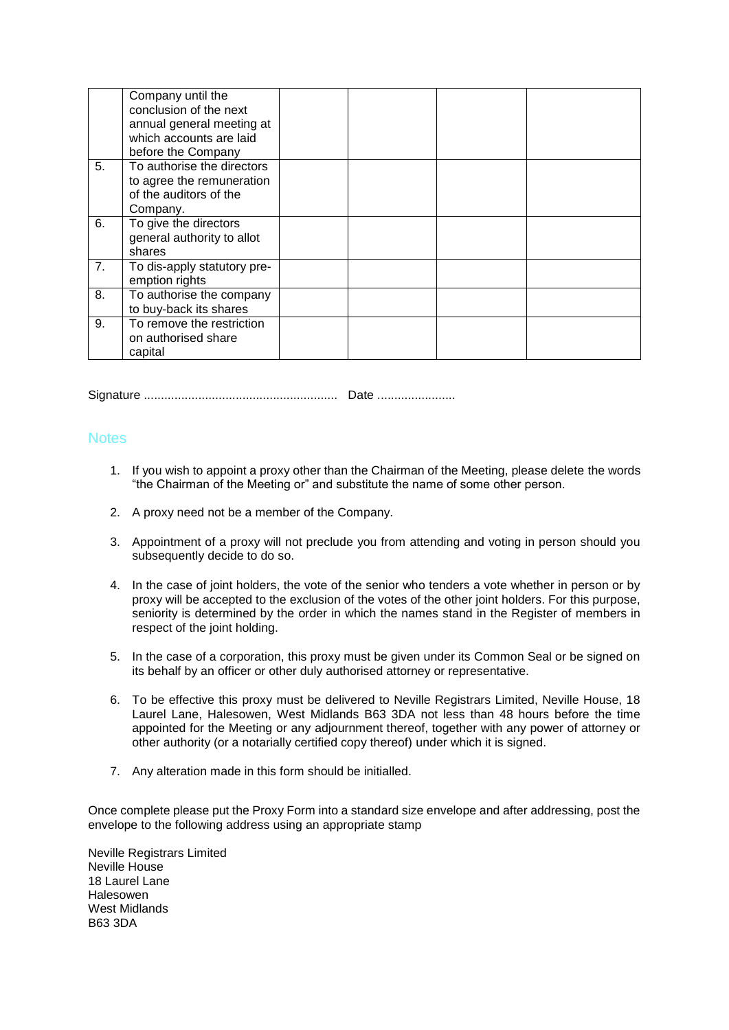| | | | | | |
|---|---|---|---|---|---|
| | Company until the conclusion of the next annual general meeting at which accounts are laid before the Company | | | | |
| 5. | To authorise the directors to agree the remuneration of the auditors of the Company. | | | | |
| 6. | To give the directors general authority to allot shares | | | | |
| 7. | To dis-apply statutory pre-emption rights | | | | |
| 8. | To authorise the company to buy-back its shares | | | | |
| 9. | To remove the restriction on authorised share capital | | | | |

Signature ......................................................... Date .......................

## Notes

1. If you wish to appoint a proxy other than the Chairman of the Meeting, please delete the words "the Chairman of the Meeting or" and substitute the name of some other person.

2. A proxy need not be a member of the Company.

3. Appointment of a proxy will not preclude you from attending and voting in person should you subsequently decide to do so.

4. In the case of joint holders, the vote of the senior who tenders a vote whether in person or by proxy will be accepted to the exclusion of the votes of the other joint holders. For this purpose, seniority is determined by the order in which the names stand in the Register of members in respect of the joint holding.

5. In the case of a corporation, this proxy must be given under its Common Seal or be signed on its behalf by an officer or other duly authorised attorney or representative.

6. To be effective this proxy must be delivered to Neville Registrars Limited, Neville House, 18 Laurel Lane, Halesowen, West Midlands B63 3DA not less than 48 hours before the time appointed for the Meeting or any adjournment thereof, together with any power of attorney or other authority (or a notarially certified copy thereof) under which it is signed.

7. Any alteration made in this form should be initialled.

Once complete please put the Proxy Form into a standard size envelope and after addressing, post the envelope to the following address using an appropriate stamp

Neville Registrars Limited
Neville House
18 Laurel Lane
Halesowen
West Midlands
B63 3DA